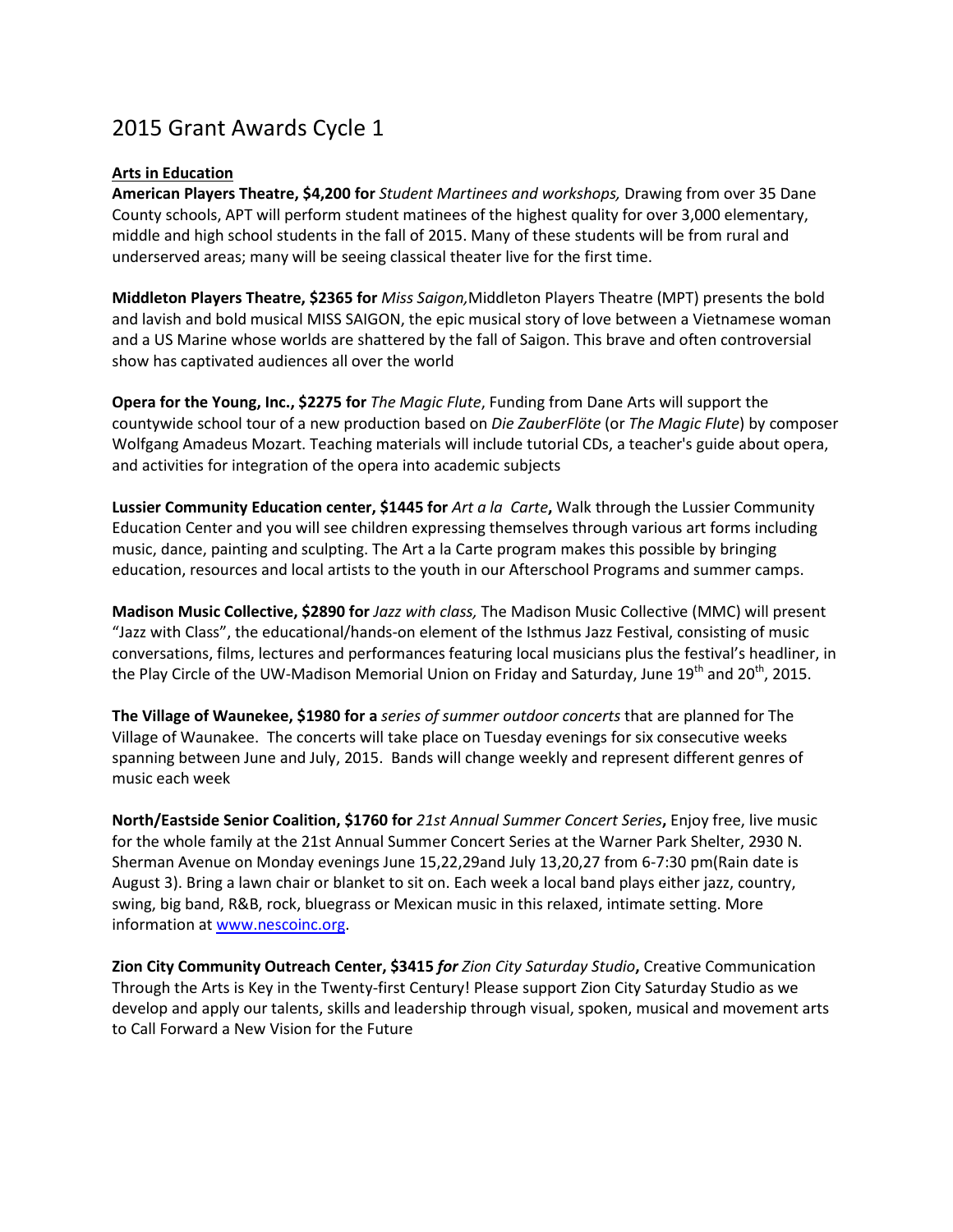# 2015 Grant Awards Cycle 1

**Arts in Education**

**American Players Theatre, $4,200 for** *Student Martinees and workshops,* Drawing from over 35 Dane County schools, APT will perform student matinees of the highest quality for over 3,000 elementary, middle and high school students in the fall of 2015. Many of these students will be from rural and underserved areas; many will be seeing classical theater live for the first time.

**Middleton Players Theatre, $2365 for** *Miss Saigon,*Middleton Players Theatre (MPT) presents the bold and lavish and bold musical MISS SAIGON, the epic musical story of love between a Vietnamese woman and a US Marine whose worlds are shattered by the fall of Saigon. This brave and often controversial show has captivated audiences all over the world

**Opera for the Young, Inc., $2275 for** *The Magic Flute*, Funding from Dane Arts will support the countywide school tour of a new production based on *Die ZauberFlöte* (or *The Magic Flute*) by composer Wolfgang Amadeus Mozart. Teaching materials will include tutorial CDs, a teacher's guide about opera, and activities for integration of the opera into academic subjects

**Lussier Community Education center, $1445 for** *Art a la Carte***,** Walk through the Lussier Community Education Center and you will see children expressing themselves through various art forms including music, dance, painting and sculpting. The Art a la Carte program makes this possible by bringing education, resources and local artists to the youth in our Afterschool Programs and summer camps.

**Madison Music Collective, $2890 for** *Jazz with class,* The Madison Music Collective (MMC) will present "Jazz with Class", the educational/hands-on element of the Isthmus Jazz Festival, consisting of music conversations, films, lectures and performances featuring local musicians plus the festival's headliner, in the Play Circle of the UW-Madison Memorial Union on Friday and Saturday, June 19th and 20th, 2015.

**The Village of Waunekee, $1980 for a** *series of summer outdoor concerts* that are planned for The Village of Waunakee. The concerts will take place on Tuesday evenings for six consecutive weeks spanning between June and July, 2015. Bands will change weekly and represent different genres of music each week

**North/Eastside Senior Coalition, $1760 for** *21st Annual Summer Concert Series***,** Enjoy free, live music for the whole family at the 21st Annual Summer Concert Series at the Warner Park Shelter, 2930 N. Sherman Avenue on Monday evenings June 15,22,29and July 13,20,27 from 6-7:30 pm(Rain date is August 3). Bring a lawn chair or blanket to sit on. Each week a local band plays either jazz, country, swing, big band, R&B, rock, bluegrass or Mexican music in this relaxed, intimate setting. More information at [www.nescoinc.org](www.nescoinc.org).

**Zion City Community Outreach Center, $3415** ***for*** *Zion City Saturday Studio***,** Creative Communication Through the Arts is Key in the Twenty-first Century! Please support Zion City Saturday Studio as we develop and apply our talents, skills and leadership through visual, spoken, musical and movement arts to Call Forward a New Vision for the Future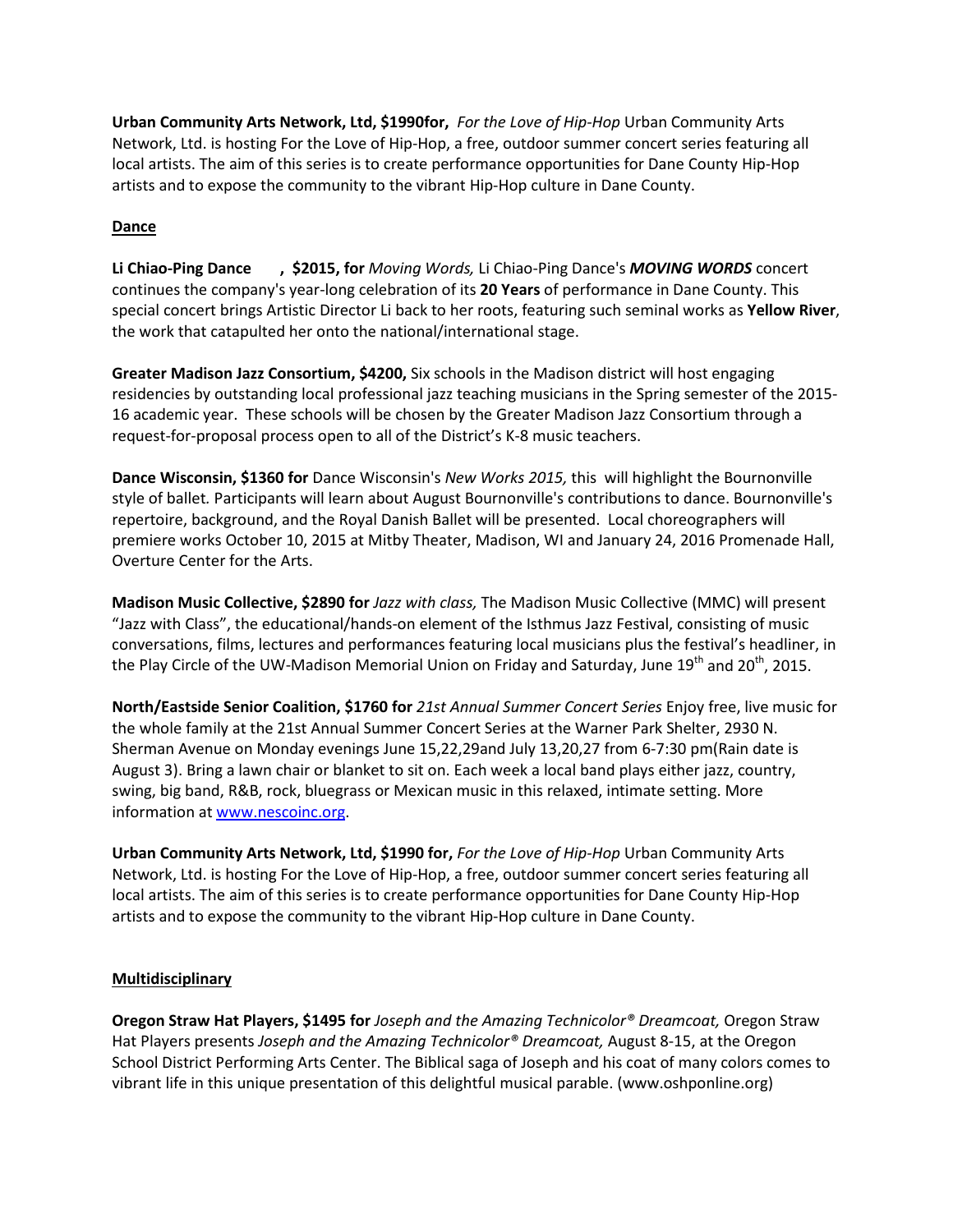**Urban Community Arts Network, Ltd, $1990for,** *For the Love of Hip-Hop* Urban Community Arts Network, Ltd. is hosting For the Love of Hip-Hop, a free, outdoor summer concert series featuring all local artists. The aim of this series is to create performance opportunities for Dane County Hip-Hop artists and to expose the community to the vibrant Hip-Hop culture in Dane County.

__Dance__

**Li Chiao-Ping Dance , $2015, for** *Moving Words,* Li Chiao-Ping Dance's ***MOVING WORDS*** concert continues the company's year-long celebration of its **20 Years** of performance in Dane County. This special concert brings Artistic Director Li back to her roots, featuring such seminal works as **Yellow River**, the work that catapulted her onto the national/international stage.

**Greater Madison Jazz Consortium, $4200,** Six schools in the Madison district will host engaging residencies by outstanding local professional jazz teaching musicians in the Spring semester of the 2015-16 academic year. These schools will be chosen by the Greater Madison Jazz Consortium through a request-for-proposal process open to all of the District's K-8 music teachers.

**Dance Wisconsin, $1360 for** Dance Wisconsin's *New Works 2015,* this will highlight the Bournonville style of ballet*.* Participants will learn about August Bournonville's contributions to dance. Bournonville's repertoire, background, and the Royal Danish Ballet will be presented. Local choreographers will premiere works October 10, 2015 at Mitby Theater, Madison, WI and January 24, 2016 Promenade Hall, Overture Center for the Arts.

**Madison Music Collective, $2890 for** *Jazz with class,* The Madison Music Collective (MMC) will present "Jazz with Class", the educational/hands-on element of the Isthmus Jazz Festival, consisting of music conversations, films, lectures and performances featuring local musicians plus the festival's headliner, in the Play Circle of the UW-Madison Memorial Union on Friday and Saturday, June 19th and 20th, 2015.

**North/Eastside Senior Coalition, $1760 for** *21st Annual Summer Concert Series* Enjoy free, live music for the whole family at the 21st Annual Summer Concert Series at the Warner Park Shelter, 2930 N. Sherman Avenue on Monday evenings June 15,22,29and July 13,20,27 from 6-7:30 pm(Rain date is August 3). Bring a lawn chair or blanket to sit on. Each week a local band plays either jazz, country, swing, big band, R&B, rock, bluegrass or Mexican music in this relaxed, intimate setting. More information at [www.nescoinc.org](www.nescoinc.org).

**Urban Community Arts Network, Ltd, $1990 for,** *For the Love of Hip-Hop* Urban Community Arts Network, Ltd. is hosting For the Love of Hip-Hop, a free, outdoor summer concert series featuring all local artists. The aim of this series is to create performance opportunities for Dane County Hip-Hop artists and to expose the community to the vibrant Hip-Hop culture in Dane County.

__Multidisciplinary__

**Oregon Straw Hat Players, $1495 for** *Joseph and the Amazing Technicolor® Dreamcoat,* Oregon Straw Hat Players presents *Joseph and the Amazing Technicolor® Dreamcoat,* August 8-15, at the Oregon School District Performing Arts Center. The Biblical saga of Joseph and his coat of many colors comes to vibrant life in this unique presentation of this delightful musical parable. (www.oshponline.org)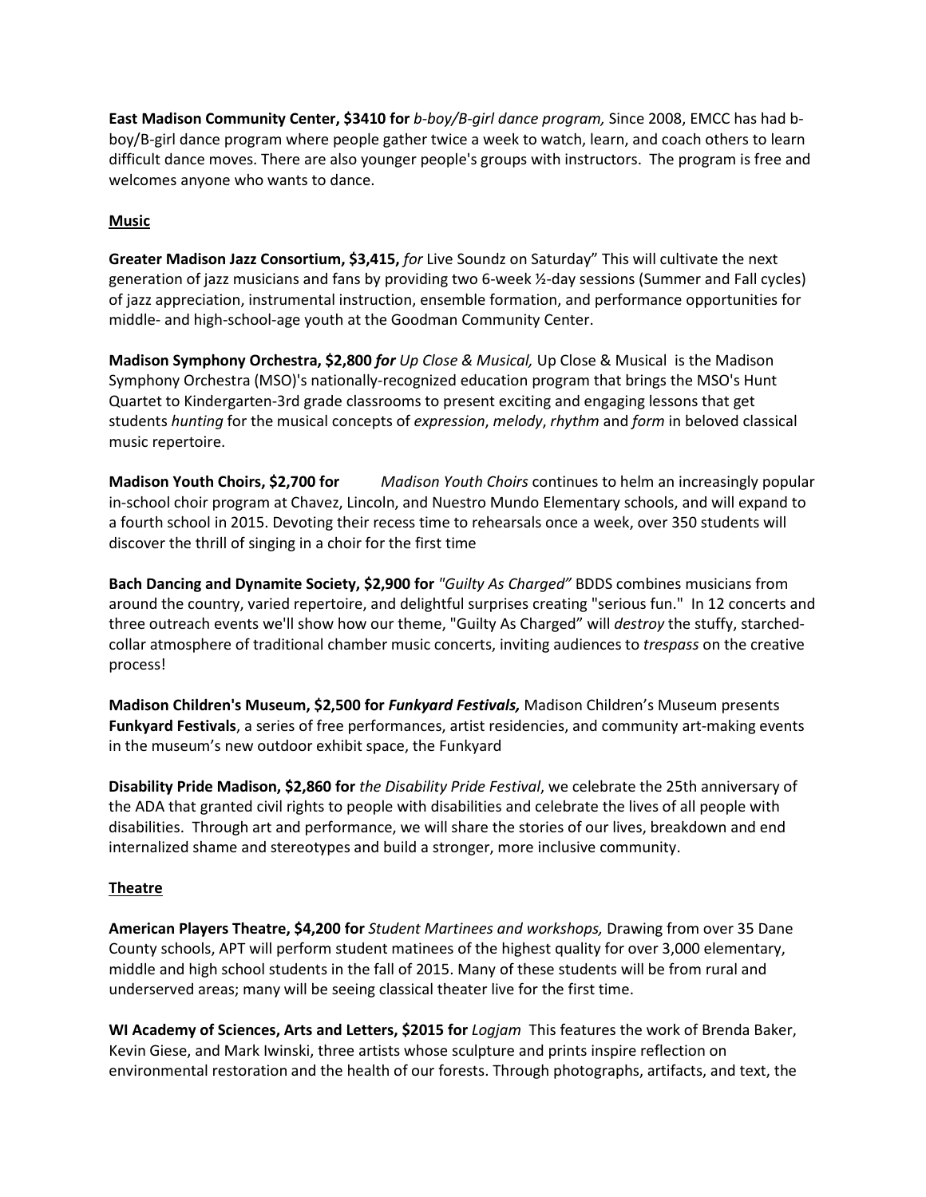**East Madison Community Center, $3410 for** *b-boy/B-girl dance program,* Since 2008, EMCC has had b-boy/B-girl dance program where people gather twice a week to watch, learn, and coach others to learn difficult dance moves. There are also younger people's groups with instructors. The program is free and welcomes anyone who wants to dance.

## Music

**Greater Madison Jazz Consortium, $3,415,** *for* Live Soundz on Saturday" This will cultivate the next generation of jazz musicians and fans by providing two 6-week ½-day sessions (Summer and Fall cycles) of jazz appreciation, instrumental instruction, ensemble formation, and performance opportunities for middle- and high-school-age youth at the Goodman Community Center.

**Madison Symphony Orchestra, $2,800** ***for*** *Up Close & Musical,* Up Close & Musical is the Madison Symphony Orchestra (MSO)'s nationally-recognized education program that brings the MSO's Hunt Quartet to Kindergarten-3rd grade classrooms to present exciting and engaging lessons that get students *hunting* for the musical concepts of *expression*, *melody*, *rhythm* and *form* in beloved classical music repertoire.

**Madison Youth Choirs, $2,700 for** *Madison Youth Choirs* continues to helm an increasingly popular in-school choir program at Chavez, Lincoln, and Nuestro Mundo Elementary schools, and will expand to a fourth school in 2015. Devoting their recess time to rehearsals once a week, over 350 students will discover the thrill of singing in a choir for the first time

**Bach Dancing and Dynamite Society, $2,900 for** *"Guilty As Charged"* BDDS combines musicians from around the country, varied repertoire, and delightful surprises creating "serious fun." In 12 concerts and three outreach events we'll show how our theme, "Guilty As Charged" will *destroy* the stuffy, starched-collar atmosphere of traditional chamber music concerts, inviting audiences to *trespass* on the creative process!

**Madison Children's Museum, $2,500 for** ***Funkyard Festivals,*** Madison Children's Museum presents **Funkyard Festivals**, a series of free performances, artist residencies, and community art-making events in the museum's new outdoor exhibit space, the Funkyard

**Disability Pride Madison, $2,860 for** *the Disability Pride Festival*, we celebrate the 25th anniversary of the ADA that granted civil rights to people with disabilities and celebrate the lives of all people with disabilities. Through art and performance, we will share the stories of our lives, breakdown and end internalized shame and stereotypes and build a stronger, more inclusive community.

## Theatre

**American Players Theatre, $4,200 for** *Student Martinees and workshops,* Drawing from over 35 Dane County schools, APT will perform student matinees of the highest quality for over 3,000 elementary, middle and high school students in the fall of 2015. Many of these students will be from rural and underserved areas; many will be seeing classical theater live for the first time.

**WI Academy of Sciences, Arts and Letters, $2015 for** *Logjam* This features the work of Brenda Baker, Kevin Giese, and Mark Iwinski, three artists whose sculpture and prints inspire reflection on environmental restoration and the health of our forests. Through photographs, artifacts, and text, the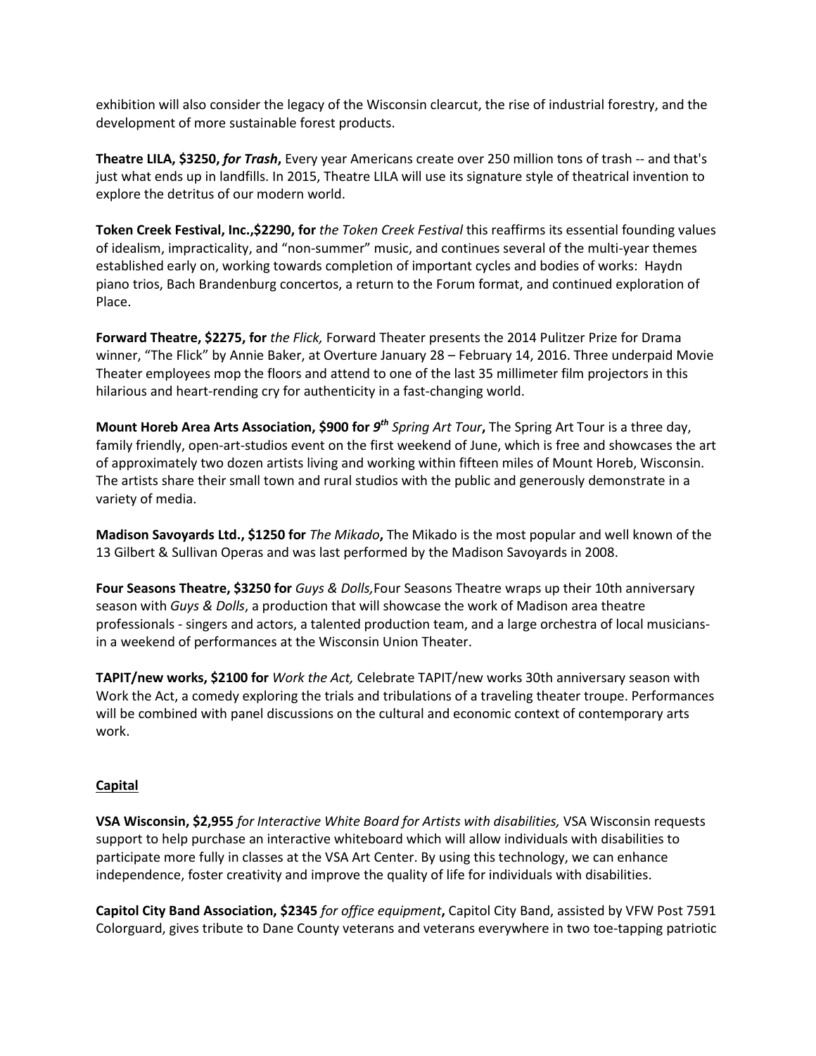exhibition will also consider the legacy of the Wisconsin clearcut, the rise of industrial forestry, and the development of more sustainable forest products.

**Theatre LILA, $3250, *for Trash*,** Every year Americans create over 250 million tons of trash -- and that's just what ends up in landfills. In 2015, Theatre LILA will use its signature style of theatrical invention to explore the detritus of our modern world.

**Token Creek Festival, Inc.,$2290, for** *the Token Creek Festival* this reaffirms its essential founding values of idealism, impracticality, and "non-summer" music, and continues several of the multi-year themes established early on, working towards completion of important cycles and bodies of works: Haydn piano trios, Bach Brandenburg concertos, a return to the Forum format, and continued exploration of Place.

**Forward Theatre, $2275, for** *the Flick,* Forward Theater presents the 2014 Pulitzer Prize for Drama winner, "The Flick" by Annie Baker, at Overture January 28 – February 14, 2016. Three underpaid Movie Theater employees mop the floors and attend to one of the last 35 millimeter film projectors in this hilarious and heart-rending cry for authenticity in a fast-changing world.

**Mount Horeb Area Arts Association, $900 for** ***9th** Spring Art Tour*, The Spring Art Tour is a three day, family friendly, open-art-studios event on the first weekend of June, which is free and showcases the art of approximately two dozen artists living and working within fifteen miles of Mount Horeb, Wisconsin. The artists share their small town and rural studios with the public and generously demonstrate in a variety of media.

**Madison Savoyards Ltd., $1250 for** *The Mikado***,** The Mikado is the most popular and well known of the 13 Gilbert & Sullivan Operas and was last performed by the Madison Savoyards in 2008.

**Four Seasons Theatre, $3250 for** *Guys & Dolls,*Four Seasons Theatre wraps up their 10th anniversary season with *Guys & Dolls*, a production that will showcase the work of Madison area theatre professionals - singers and actors, a talented production team, and a large orchestra of local musicians- in a weekend of performances at the Wisconsin Union Theater.

**TAPIT/new works, $2100 for** *Work the Act,* Celebrate TAPIT/new works 30th anniversary season with Work the Act, a comedy exploring the trials and tribulations of a traveling theater troupe. Performances will be combined with panel discussions on the cultural and economic context of contemporary arts work.

## Capital

**VSA Wisconsin, $2,955** *for Interactive White Board for Artists with disabilities,* VSA Wisconsin requests support to help purchase an interactive whiteboard which will allow individuals with disabilities to participate more fully in classes at the VSA Art Center. By using this technology, we can enhance independence, foster creativity and improve the quality of life for individuals with disabilities.

**Capitol City Band Association, $2345** *for office equipment***,** Capitol City Band, assisted by VFW Post 7591 Colorguard, gives tribute to Dane County veterans and veterans everywhere in two toe-tapping patriotic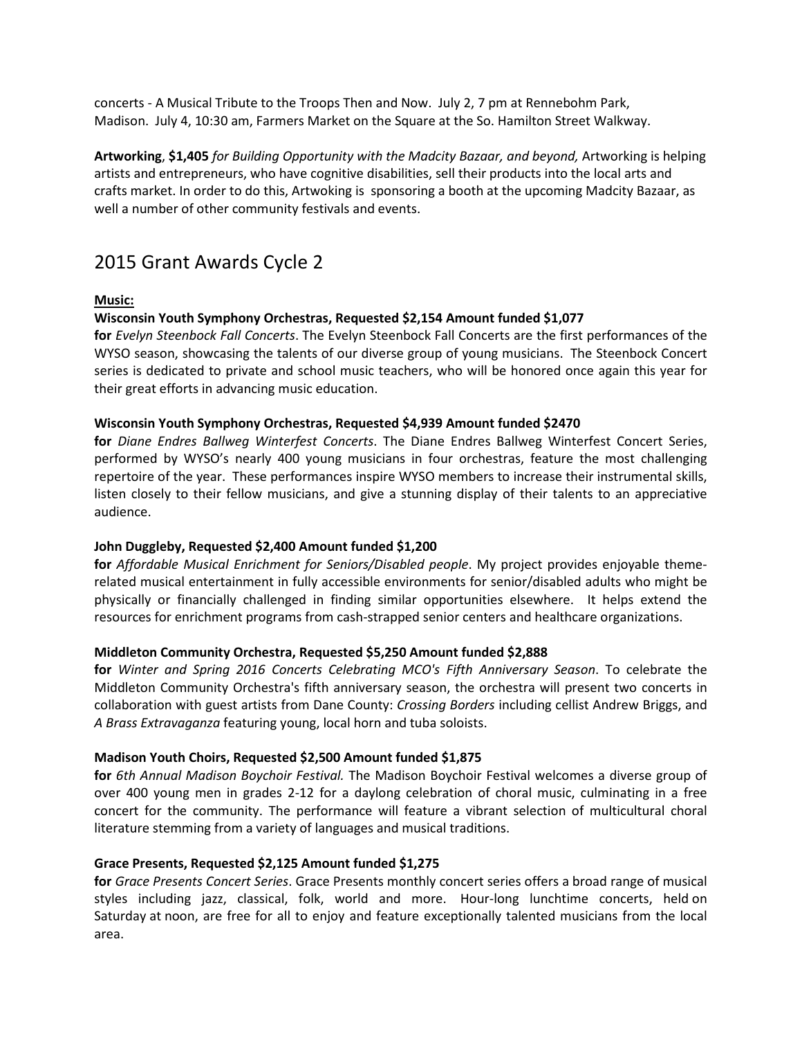concerts - A Musical Tribute to the Troops Then and Now. July 2, 7 pm at Rennebohm Park, Madison. July 4, 10:30 am, Farmers Market on the Square at the So. Hamilton Street Walkway.

**Artworking**, **$1,405** *for Building Opportunity with the Madcity Bazaar, and beyond,* Artworking is helping artists and entrepreneurs, who have cognitive disabilities, sell their products into the local arts and crafts market. In order to do this, Artwoking is sponsoring a booth at the upcoming Madcity Bazaar, as well a number of other community festivals and events.

## 2015 Grant Awards Cycle 2

**Music:**

**Wisconsin Youth Symphony Orchestras, Requested $2,154 Amount funded $1,077**

**for** *Evelyn Steenbock Fall Concerts*. The Evelyn Steenbock Fall Concerts are the first performances of the WYSO season, showcasing the talents of our diverse group of young musicians. The Steenbock Concert series is dedicated to private and school music teachers, who will be honored once again this year for their great efforts in advancing music education.

**Wisconsin Youth Symphony Orchestras, Requested $4,939 Amount funded $2470**

**for** *Diane Endres Ballweg Winterfest Concerts*. The Diane Endres Ballweg Winterfest Concert Series, performed by WYSO's nearly 400 young musicians in four orchestras, feature the most challenging repertoire of the year. These performances inspire WYSO members to increase their instrumental skills, listen closely to their fellow musicians, and give a stunning display of their talents to an appreciative audience.

**John Duggleby, Requested $2,400 Amount funded $1,200**

**for** *Affordable Musical Enrichment for Seniors/Disabled people*. My project provides enjoyable theme-related musical entertainment in fully accessible environments for senior/disabled adults who might be physically or financially challenged in finding similar opportunities elsewhere. It helps extend the resources for enrichment programs from cash-strapped senior centers and healthcare organizations.

**Middleton Community Orchestra, Requested $5,250 Amount funded $2,888**

**for** *Winter and Spring 2016 Concerts Celebrating MCO's Fifth Anniversary Season*. To celebrate the Middleton Community Orchestra's fifth anniversary season, the orchestra will present two concerts in collaboration with guest artists from Dane County: *Crossing Borders* including cellist Andrew Briggs, and *A Brass Extravaganza* featuring young, local horn and tuba soloists.

**Madison Youth Choirs, Requested $2,500 Amount funded $1,875**

**for** *6th Annual Madison Boychoir Festival.* The Madison Boychoir Festival welcomes a diverse group of over 400 young men in grades 2-12 for a daylong celebration of choral music, culminating in a free concert for the community. The performance will feature a vibrant selection of multicultural choral literature stemming from a variety of languages and musical traditions.

**Grace Presents, Requested $2,125 Amount funded $1,275**

**for** *Grace Presents Concert Series*. Grace Presents monthly concert series offers a broad range of musical styles including jazz, classical, folk, world and more. Hour-long lunchtime concerts, held on Saturday at noon, are free for all to enjoy and feature exceptionally talented musicians from the local area.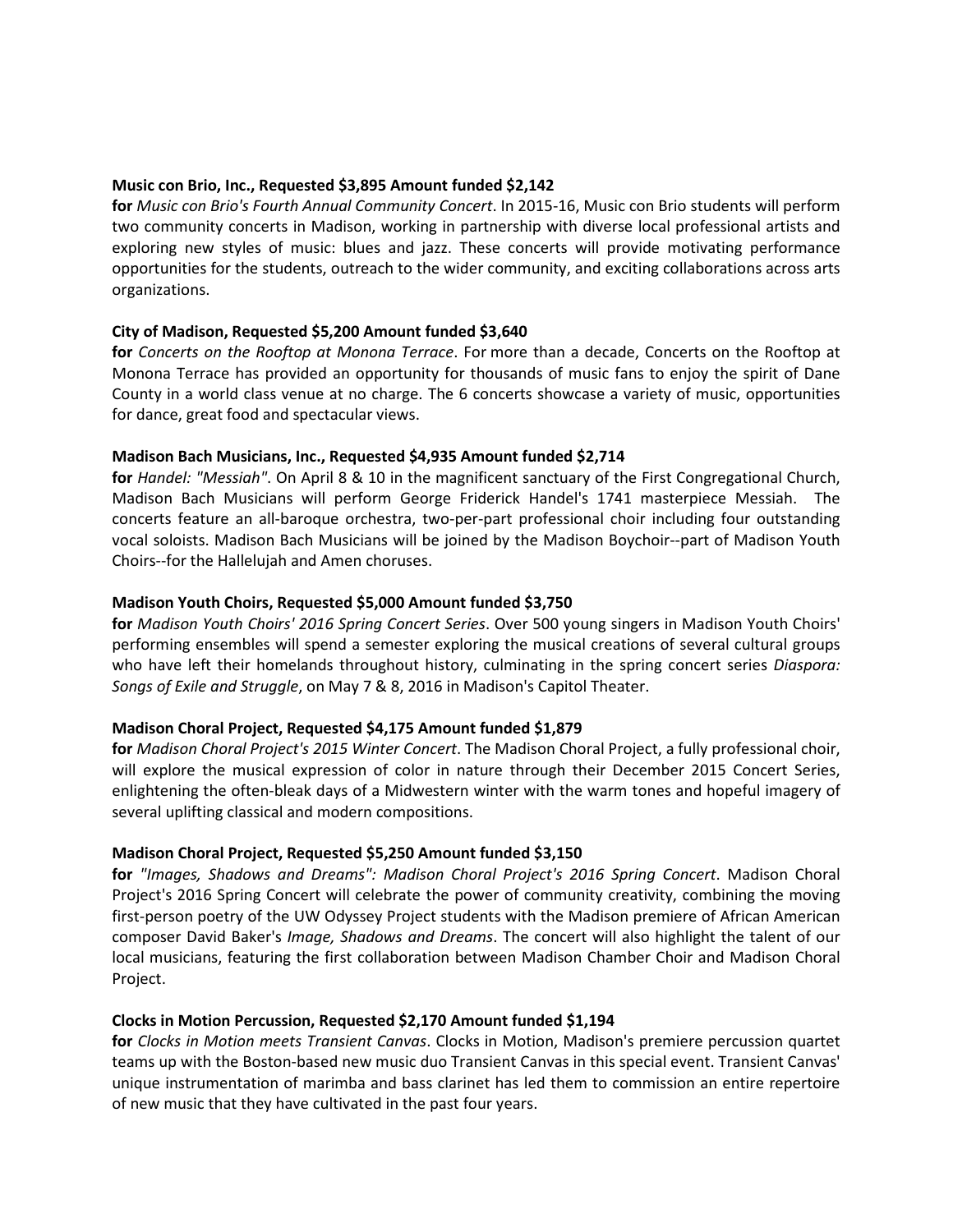**Music con Brio, Inc., Requested $3,895 Amount funded $2,142**
**for** *Music con Brio's Fourth Annual Community Concert*. In 2015-16, Music con Brio students will perform two community concerts in Madison, working in partnership with diverse local professional artists and exploring new styles of music: blues and jazz. These concerts will provide motivating performance opportunities for the students, outreach to the wider community, and exciting collaborations across arts organizations.

**City of Madison, Requested $5,200 Amount funded $3,640**
**for** *Concerts on the Rooftop at Monona Terrace*. For more than a decade, Concerts on the Rooftop at Monona Terrace has provided an opportunity for thousands of music fans to enjoy the spirit of Dane County in a world class venue at no charge. The 6 concerts showcase a variety of music, opportunities for dance, great food and spectacular views.

**Madison Bach Musicians, Inc., Requested $4,935 Amount funded $2,714**
**for** *Handel: "Messiah"*. On April 8 & 10 in the magnificent sanctuary of the First Congregational Church, Madison Bach Musicians will perform George Friderick Handel's 1741 masterpiece Messiah. The concerts feature an all-baroque orchestra, two-per-part professional choir including four outstanding vocal soloists. Madison Bach Musicians will be joined by the Madison Boychoir--part of Madison Youth Choirs--for the Hallelujah and Amen choruses.

**Madison Youth Choirs, Requested $5,000 Amount funded $3,750**
**for** *Madison Youth Choirs' 2016 Spring Concert Series*. Over 500 young singers in Madison Youth Choirs' performing ensembles will spend a semester exploring the musical creations of several cultural groups who have left their homelands throughout history, culminating in the spring concert series *Diaspora: Songs of Exile and Struggle*, on May 7 & 8, 2016 in Madison's Capitol Theater.

**Madison Choral Project, Requested $4,175 Amount funded $1,879**
**for** *Madison Choral Project's 2015 Winter Concert*. The Madison Choral Project, a fully professional choir, will explore the musical expression of color in nature through their December 2015 Concert Series, enlightening the often-bleak days of a Midwestern winter with the warm tones and hopeful imagery of several uplifting classical and modern compositions.

**Madison Choral Project, Requested $5,250 Amount funded $3,150**
**for** *"Images, Shadows and Dreams": Madison Choral Project's 2016 Spring Concert*. Madison Choral Project's 2016 Spring Concert will celebrate the power of community creativity, combining the moving first-person poetry of the UW Odyssey Project students with the Madison premiere of African American composer David Baker's *Image, Shadows and Dreams*. The concert will also highlight the talent of our local musicians, featuring the first collaboration between Madison Chamber Choir and Madison Choral Project.

**Clocks in Motion Percussion, Requested $2,170 Amount funded $1,194**
**for** *Clocks in Motion meets Transient Canvas*. Clocks in Motion, Madison's premiere percussion quartet teams up with the Boston-based new music duo Transient Canvas in this special event. Transient Canvas' unique instrumentation of marimba and bass clarinet has led them to commission an entire repertoire of new music that they have cultivated in the past four years.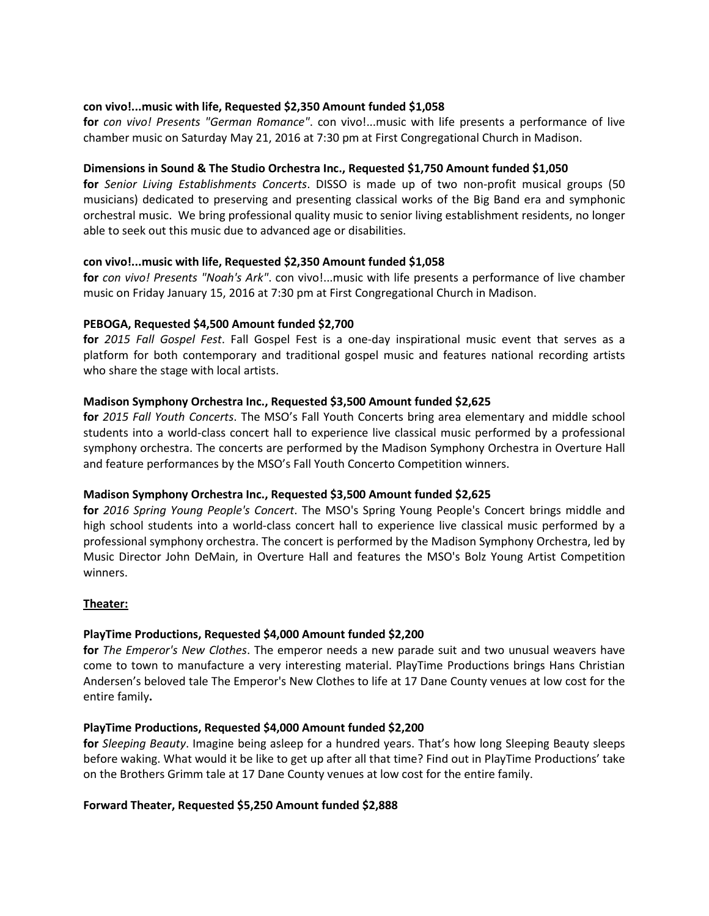**con vivo!...music with life, Requested $2,350 Amount funded $1,058**
**for** *con vivo! Presents "German Romance"*. con vivo!...music with life presents a performance of live chamber music on Saturday May 21, 2016 at 7:30 pm at First Congregational Church in Madison.

**Dimensions in Sound & The Studio Orchestra Inc., Requested $1,750 Amount funded $1,050**
**for** *Senior Living Establishments Concerts*. DISSO is made up of two non-profit musical groups (50 musicians) dedicated to preserving and presenting classical works of the Big Band era and symphonic orchestral music. We bring professional quality music to senior living establishment residents, no longer able to seek out this music due to advanced age or disabilities.

**con vivo!...music with life, Requested $2,350 Amount funded $1,058**
**for** *con vivo! Presents "Noah's Ark"*. con vivo!...music with life presents a performance of live chamber music on Friday January 15, 2016 at 7:30 pm at First Congregational Church in Madison.

**PEBOGA, Requested $4,500 Amount funded $2,700**
**for** *2015 Fall Gospel Fest*. Fall Gospel Fest is a one-day inspirational music event that serves as a platform for both contemporary and traditional gospel music and features national recording artists who share the stage with local artists.

**Madison Symphony Orchestra Inc., Requested $3,500 Amount funded $2,625**
**for** *2015 Fall Youth Concerts*. The MSO's Fall Youth Concerts bring area elementary and middle school students into a world-class concert hall to experience live classical music performed by a professional symphony orchestra. The concerts are performed by the Madison Symphony Orchestra in Overture Hall and feature performances by the MSO's Fall Youth Concerto Competition winners.

**Madison Symphony Orchestra Inc., Requested $3,500 Amount funded $2,625**
**for** *2016 Spring Young People's Concert*. The MSO's Spring Young People's Concert brings middle and high school students into a world-class concert hall to experience live classical music performed by a professional symphony orchestra. The concert is performed by the Madison Symphony Orchestra, led by Music Director John DeMain, in Overture Hall and features the MSO's Bolz Young Artist Competition winners.

**Theater:**

**PlayTime Productions, Requested $4,000 Amount funded $2,200**
**for** *The Emperor's New Clothes*. The emperor needs a new parade suit and two unusual weavers have come to town to manufacture a very interesting material. PlayTime Productions brings Hans Christian Andersen's beloved tale The Emperor's New Clothes to life at 17 Dane County venues at low cost for the entire family.

**PlayTime Productions, Requested $4,000 Amount funded $2,200**
**for** *Sleeping Beauty*. Imagine being asleep for a hundred years. That's how long Sleeping Beauty sleeps before waking. What would it be like to get up after all that time? Find out in PlayTime Productions' take on the Brothers Grimm tale at 17 Dane County venues at low cost for the entire family.

**Forward Theater, Requested $5,250 Amount funded $2,888**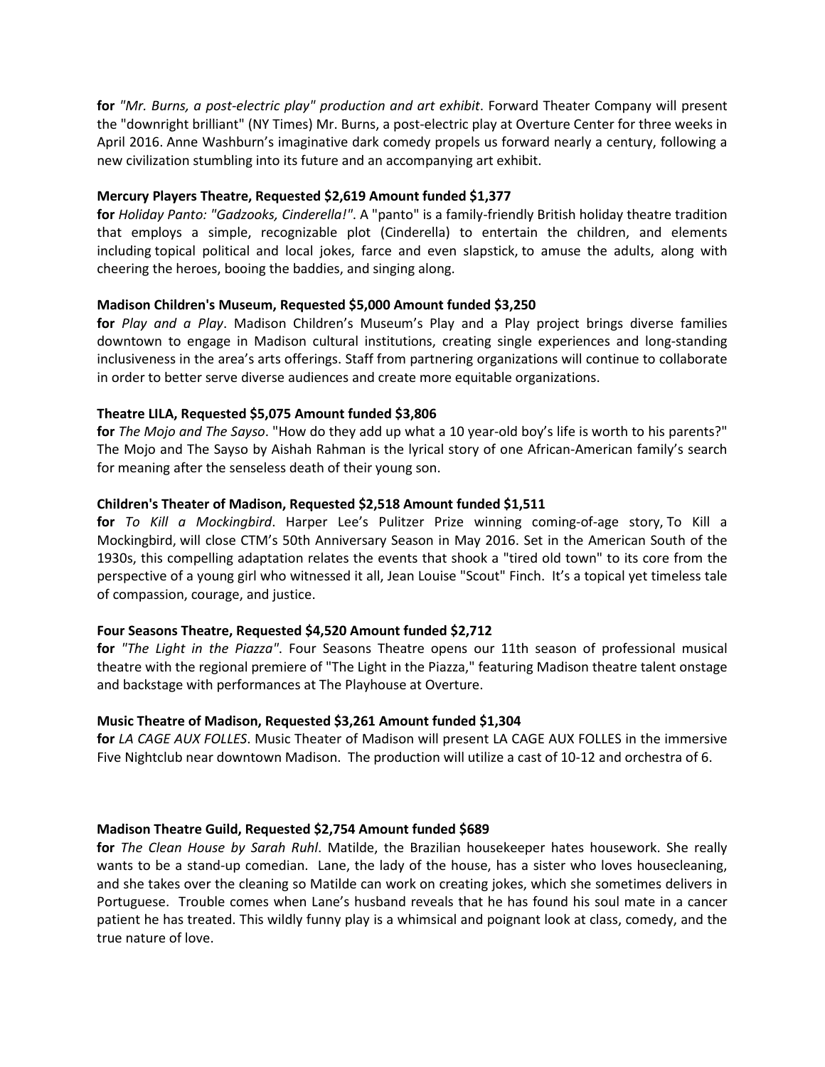**for** *"Mr. Burns, a post-electric play" production and art exhibit*. Forward Theater Company will present the "downright brilliant" (NY Times) Mr. Burns, a post-electric play at Overture Center for three weeks in April 2016. Anne Washburn's imaginative dark comedy propels us forward nearly a century, following a new civilization stumbling into its future and an accompanying art exhibit.

**Mercury Players Theatre, Requested $2,619 Amount funded $1,377**

**for** *Holiday Panto: "Gadzooks, Cinderella!"*. A "panto" is a family-friendly British holiday theatre tradition that employs a simple, recognizable plot (Cinderella) to entertain the children, and elements including topical political and local jokes, farce and even slapstick, to amuse the adults, along with cheering the heroes, booing the baddies, and singing along.

**Madison Children's Museum, Requested $5,000 Amount funded $3,250**

**for** *Play and a Play*. Madison Children's Museum's Play and a Play project brings diverse families downtown to engage in Madison cultural institutions, creating single experiences and long-standing inclusiveness in the area's arts offerings. Staff from partnering organizations will continue to collaborate in order to better serve diverse audiences and create more equitable organizations.

**Theatre LILA, Requested $5,075 Amount funded $3,806**

**for** *The Mojo and The Sayso*. "How do they add up what a 10 year-old boy's life is worth to his parents?" The Mojo and The Sayso by Aishah Rahman is the lyrical story of one African-American family's search for meaning after the senseless death of their young son.

**Children's Theater of Madison, Requested $2,518 Amount funded $1,511**

**for** *To Kill a Mockingbird*. Harper Lee's Pulitzer Prize winning coming-of-age story, To Kill a Mockingbird, will close CTM's 50th Anniversary Season in May 2016. Set in the American South of the 1930s, this compelling adaptation relates the events that shook a "tired old town" to its core from the perspective of a young girl who witnessed it all, Jean Louise "Scout" Finch. It's a topical yet timeless tale of compassion, courage, and justice.

**Four Seasons Theatre, Requested $4,520 Amount funded $2,712**

**for** *"The Light in the Piazza"*. Four Seasons Theatre opens our 11th season of professional musical theatre with the regional premiere of "The Light in the Piazza," featuring Madison theatre talent onstage and backstage with performances at The Playhouse at Overture.

**Music Theatre of Madison, Requested $3,261 Amount funded $1,304**

**for** *LA CAGE AUX FOLLES*. Music Theater of Madison will present LA CAGE AUX FOLLES in the immersive Five Nightclub near downtown Madison. The production will utilize a cast of 10-12 and orchestra of 6.

**Madison Theatre Guild, Requested $2,754 Amount funded $689**

**for** *The Clean House by Sarah Ruhl*. Matilde, the Brazilian housekeeper hates housework. She really wants to be a stand-up comedian. Lane, the lady of the house, has a sister who loves housecleaning, and she takes over the cleaning so Matilde can work on creating jokes, which she sometimes delivers in Portuguese. Trouble comes when Lane's husband reveals that he has found his soul mate in a cancer patient he has treated. This wildly funny play is a whimsical and poignant look at class, comedy, and the true nature of love.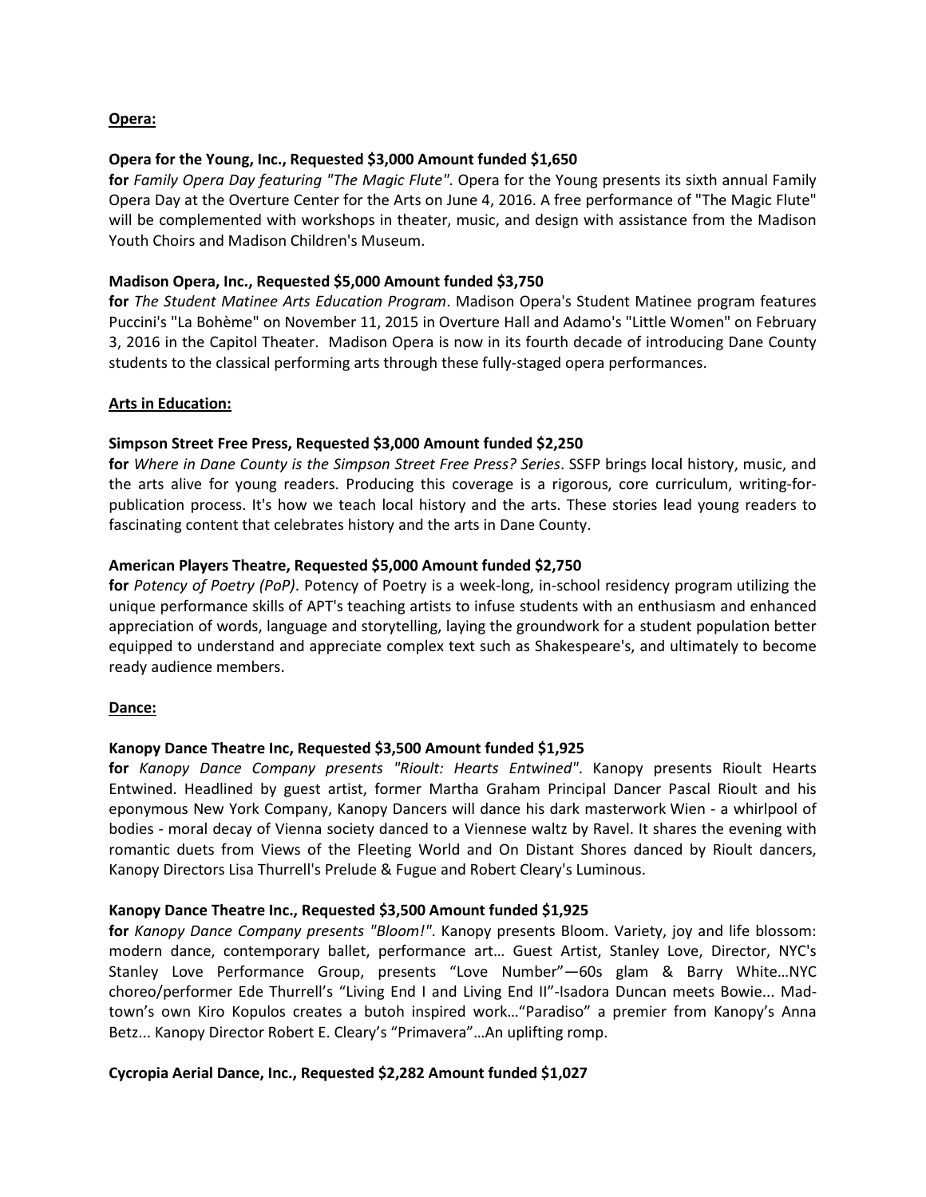**Opera:**

**Opera for the Young, Inc., Requested $3,000 Amount funded $1,650**
**for** *Family Opera Day featuring "The Magic Flute"*. Opera for the Young presents its sixth annual Family Opera Day at the Overture Center for the Arts on June 4, 2016. A free performance of "The Magic Flute" will be complemented with workshops in theater, music, and design with assistance from the Madison Youth Choirs and Madison Children's Museum.

**Madison Opera, Inc., Requested $5,000 Amount funded $3,750**
**for** *The Student Matinee Arts Education Program*. Madison Opera's Student Matinee program features Puccini's "La Bohème" on November 11, 2015 in Overture Hall and Adamo's "Little Women" on February 3, 2016 in the Capitol Theater. Madison Opera is now in its fourth decade of introducing Dane County students to the classical performing arts through these fully-staged opera performances.

**Arts in Education:**

**Simpson Street Free Press, Requested $3,000 Amount funded $2,250**
**for** *Where in Dane County is the Simpson Street Free Press? Series*. SSFP brings local history, music, and the arts alive for young readers. Producing this coverage is a rigorous, core curriculum, writing-for-publication process. It's how we teach local history and the arts. These stories lead young readers to fascinating content that celebrates history and the arts in Dane County.

**American Players Theatre, Requested $5,000 Amount funded $2,750**
**for** *Potency of Poetry (PoP)*. Potency of Poetry is a week-long, in-school residency program utilizing the unique performance skills of APT's teaching artists to infuse students with an enthusiasm and enhanced appreciation of words, language and storytelling, laying the groundwork for a student population better equipped to understand and appreciate complex text such as Shakespeare's, and ultimately to become ready audience members.

**Dance:**

**Kanopy Dance Theatre Inc, Requested $3,500 Amount funded $1,925**
**for** *Kanopy Dance Company presents "Rioult: Hearts Entwined"*. Kanopy presents Rioult Hearts Entwined. Headlined by guest artist, former Martha Graham Principal Dancer Pascal Rioult and his eponymous New York Company, Kanopy Dancers will dance his dark masterwork Wien - a whirlpool of bodies - moral decay of Vienna society danced to a Viennese waltz by Ravel. It shares the evening with romantic duets from Views of the Fleeting World and On Distant Shores danced by Rioult dancers, Kanopy Directors Lisa Thurrell's Prelude & Fugue and Robert Cleary's Luminous.

**Kanopy Dance Theatre Inc., Requested $3,500 Amount funded $1,925**
**for** *Kanopy Dance Company presents "Bloom!"*. Kanopy presents Bloom. Variety, joy and life blossom: modern dance, contemporary ballet, performance art… Guest Artist, Stanley Love, Director, NYC's Stanley Love Performance Group, presents "Love Number"—60s glam & Barry White…NYC choreo/performer Ede Thurrell's "Living End I and Living End II"-Isadora Duncan meets Bowie... Mad-town's own Kiro Kopulos creates a butoh inspired work…"Paradiso" a premier from Kanopy's Anna Betz... Kanopy Director Robert E. Cleary's "Primavera"…An uplifting romp.

**Cycropia Aerial Dance, Inc., Requested $2,282 Amount funded $1,027**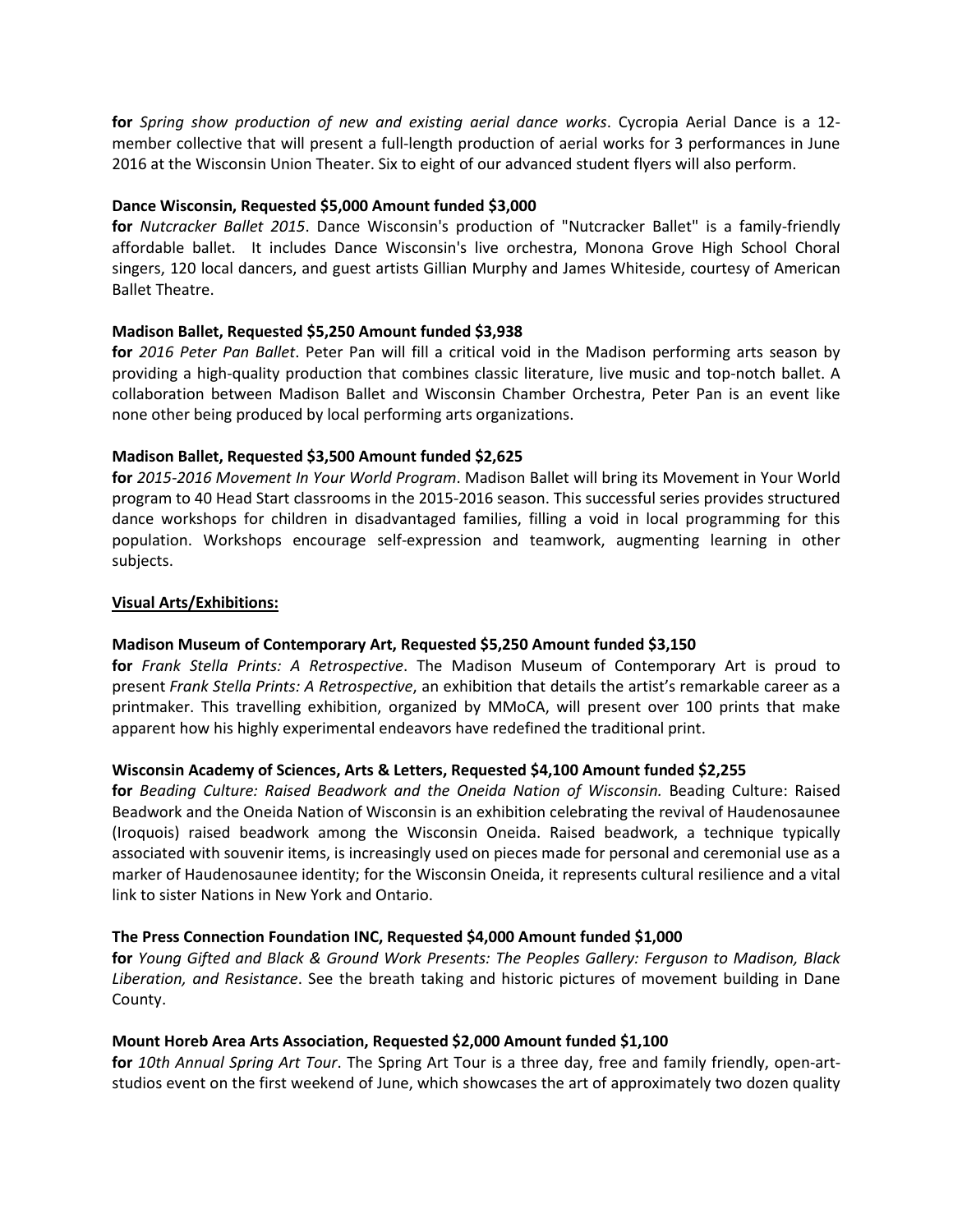**for** *Spring show production of new and existing aerial dance works*. Cycropia Aerial Dance is a 12-member collective that will present a full-length production of aerial works for 3 performances in June 2016 at the Wisconsin Union Theater. Six to eight of our advanced student flyers will also perform.

**Dance Wisconsin, Requested $5,000 Amount funded $3,000**
**for** *Nutcracker Ballet 2015*. Dance Wisconsin's production of "Nutcracker Ballet" is a family-friendly affordable ballet. It includes Dance Wisconsin's live orchestra, Monona Grove High School Choral singers, 120 local dancers, and guest artists Gillian Murphy and James Whiteside, courtesy of American Ballet Theatre.

**Madison Ballet, Requested $5,250 Amount funded $3,938**
**for** *2016 Peter Pan Ballet*. Peter Pan will fill a critical void in the Madison performing arts season by providing a high-quality production that combines classic literature, live music and top-notch ballet. A collaboration between Madison Ballet and Wisconsin Chamber Orchestra, Peter Pan is an event like none other being produced by local performing arts organizations.

**Madison Ballet, Requested $3,500 Amount funded $2,625**
**for** *2015-2016 Movement In Your World Program*. Madison Ballet will bring its Movement in Your World program to 40 Head Start classrooms in the 2015-2016 season. This successful series provides structured dance workshops for children in disadvantaged families, filling a void in local programming for this population. Workshops encourage self-expression and teamwork, augmenting learning in other subjects.

**Visual Arts/Exhibitions:**

**Madison Museum of Contemporary Art, Requested $5,250 Amount funded $3,150**
**for** *Frank Stella Prints: A Retrospective*. The Madison Museum of Contemporary Art is proud to present *Frank Stella Prints: A Retrospective*, an exhibition that details the artist's remarkable career as a printmaker. This travelling exhibition, organized by MMoCA, will present over 100 prints that make apparent how his highly experimental endeavors have redefined the traditional print.

**Wisconsin Academy of Sciences, Arts & Letters, Requested $4,100 Amount funded $2,255**
**for** *Beading Culture: Raised Beadwork and the Oneida Nation of Wisconsin.* Beading Culture: Raised Beadwork and the Oneida Nation of Wisconsin is an exhibition celebrating the revival of Haudenosaunee (Iroquois) raised beadwork among the Wisconsin Oneida. Raised beadwork, a technique typically associated with souvenir items, is increasingly used on pieces made for personal and ceremonial use as a marker of Haudenosaunee identity; for the Wisconsin Oneida, it represents cultural resilience and a vital link to sister Nations in New York and Ontario.

**The Press Connection Foundation INC, Requested $4,000 Amount funded $1,000**
**for** *Young Gifted and Black & Ground Work Presents: The Peoples Gallery: Ferguson to Madison, Black Liberation, and Resistance*. See the breath taking and historic pictures of movement building in Dane County.

**Mount Horeb Area Arts Association, Requested $2,000 Amount funded $1,100**
**for** *10th Annual Spring Art Tour*. The Spring Art Tour is a three day, free and family friendly, open-art-studios event on the first weekend of June, which showcases the art of approximately two dozen quality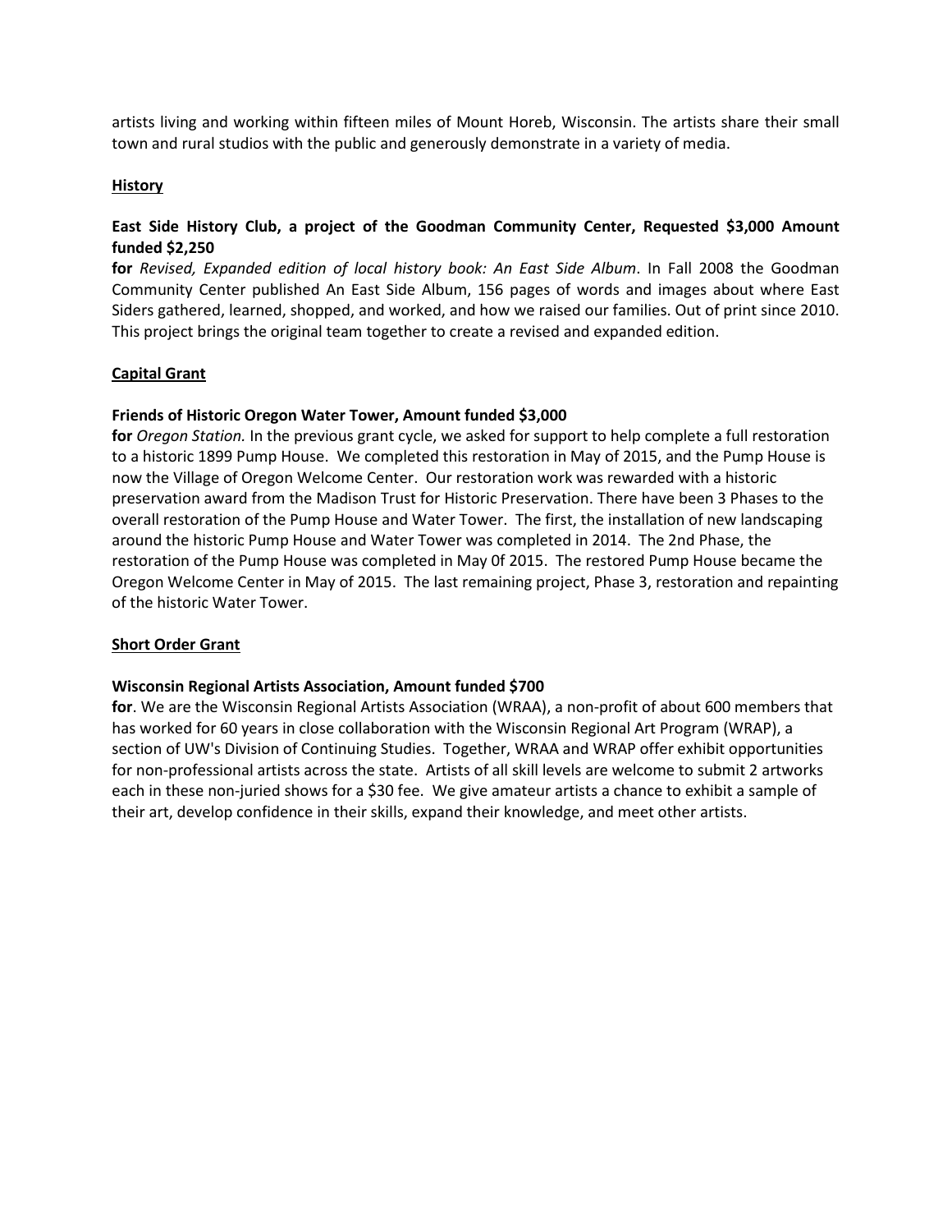artists living and working within fifteen miles of Mount Horeb, Wisconsin. The artists share their small town and rural studios with the public and generously demonstrate in a variety of media.

**History**

**East Side History Club, a project of the Goodman Community Center, Requested $3,000 Amount funded $2,250**

**for** *Revised, Expanded edition of local history book: An East Side Album*. In Fall 2008 the Goodman Community Center published An East Side Album, 156 pages of words and images about where East Siders gathered, learned, shopped, and worked, and how we raised our families. Out of print since 2010. This project brings the original team together to create a revised and expanded edition.

**Capital Grant**

**Friends of Historic Oregon Water Tower, Amount funded $3,000**

**for** *Oregon Station.* In the previous grant cycle, we asked for support to help complete a full restoration to a historic 1899 Pump House. We completed this restoration in May of 2015, and the Pump House is now the Village of Oregon Welcome Center. Our restoration work was rewarded with a historic preservation award from the Madison Trust for Historic Preservation. There have been 3 Phases to the overall restoration of the Pump House and Water Tower. The first, the installation of new landscaping around the historic Pump House and Water Tower was completed in 2014. The 2nd Phase, the restoration of the Pump House was completed in May 0f 2015. The restored Pump House became the Oregon Welcome Center in May of 2015. The last remaining project, Phase 3, restoration and repainting of the historic Water Tower.

**Short Order Grant**

**Wisconsin Regional Artists Association, Amount funded $700**

**for**. We are the Wisconsin Regional Artists Association (WRAA), a non-profit of about 600 members that has worked for 60 years in close collaboration with the Wisconsin Regional Art Program (WRAP), a section of UW's Division of Continuing Studies. Together, WRAA and WRAP offer exhibit opportunities for non-professional artists across the state. Artists of all skill levels are welcome to submit 2 artworks each in these non-juried shows for a $30 fee. We give amateur artists a chance to exhibit a sample of their art, develop confidence in their skills, expand their knowledge, and meet other artists.